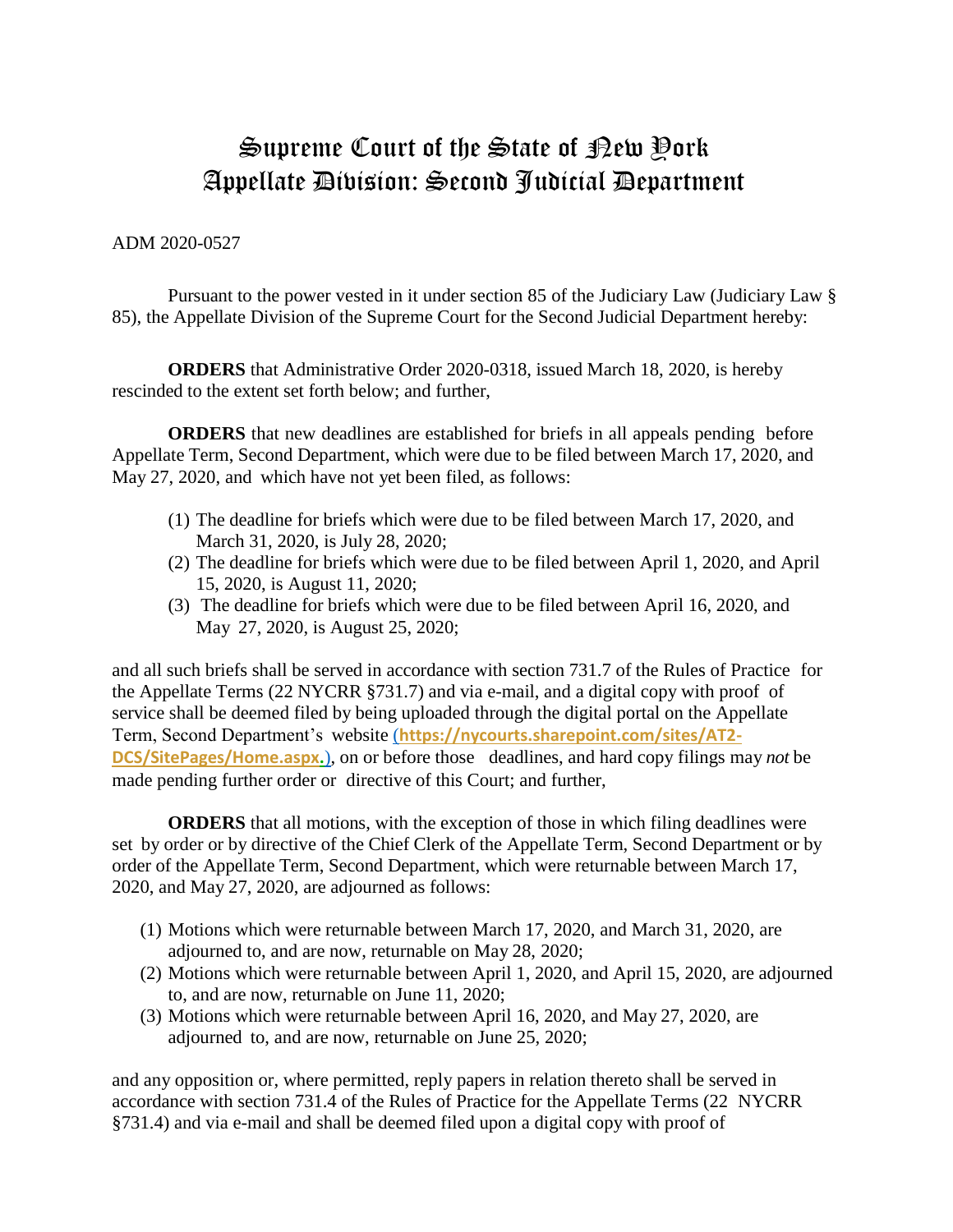# Supreme Court of the State of New York
# Appellate Division: Second Judicial Department

ADM 2020-0527

Pursuant to the power vested in it under section 85 of the Judiciary Law (Judiciary Law § 85), the Appellate Division of the Supreme Court for the Second Judicial Department hereby:

**ORDERS** that Administrative Order 2020-0318, issued March 18, 2020, is hereby rescinded to the extent set forth below; and further,

**ORDERS** that new deadlines are established for briefs in all appeals pending before Appellate Term, Second Department, which were due to be filed between March 17, 2020, and May 27, 2020, and which have not yet been filed, as follows:

1. The deadline for briefs which were due to be filed between March 17, 2020, and March 31, 2020, is July 28, 2020;
2. The deadline for briefs which were due to be filed between April 1, 2020, and April 15, 2020, is August 11, 2020;
3. The deadline for briefs which were due to be filed between April 16, 2020, and May 27, 2020, is August 25, 2020;

and all such briefs shall be served in accordance with section 731.7 of the Rules of Practice for the Appellate Terms (22 NYCRR §731.7) and via e-mail, and a digital copy with proof of service shall be deemed filed by being uploaded through the digital portal on the Appellate Term, Second Department's website (**https://nycourts.sharepoint.com/sites/AT2-DCS/SitePages/Home.aspx.**), on or before those deadlines, and hard copy filings may *not* be made pending further order or directive of this Court; and further,

**ORDERS** that all motions, with the exception of those in which filing deadlines were set by order or by directive of the Chief Clerk of the Appellate Term, Second Department or by order of the Appellate Term, Second Department, which were returnable between March 17, 2020, and May 27, 2020, are adjourned as follows:

1. Motions which were returnable between March 17, 2020, and March 31, 2020, are adjourned to, and are now, returnable on May 28, 2020;
2. Motions which were returnable between April 1, 2020, and April 15, 2020, are adjourned to, and are now, returnable on June 11, 2020;
3. Motions which were returnable between April 16, 2020, and May 27, 2020, are adjourned to, and are now, returnable on June 25, 2020;

and any opposition or, where permitted, reply papers in relation thereto shall be served in accordance with section 731.4 of the Rules of Practice for the Appellate Terms (22 NYCRR §731.4) and via e-mail and shall be deemed filed upon a digital copy with proof of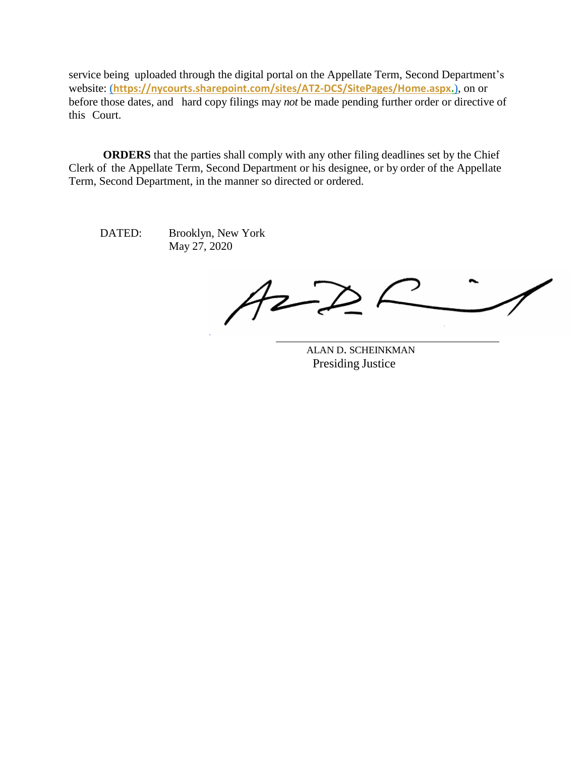service being uploaded through the digital portal on the Appellate Term, Second Department's website: (https://nycourts.sharepoint.com/sites/AT2-DCS/SitePages/Home.aspx.), on or before those dates, and hard copy filings may *not* be made pending further order or directive of this Court.

**ORDERS** that the parties shall comply with any other filing deadlines set by the Chief Clerk of the Appellate Term, Second Department or his designee, or by order of the Appellate Term, Second Department, in the manner so directed or ordered.

DATED: Brooklyn, New York
May 27, 2020

ALAN D. SCHEINKMAN
Presiding Justice